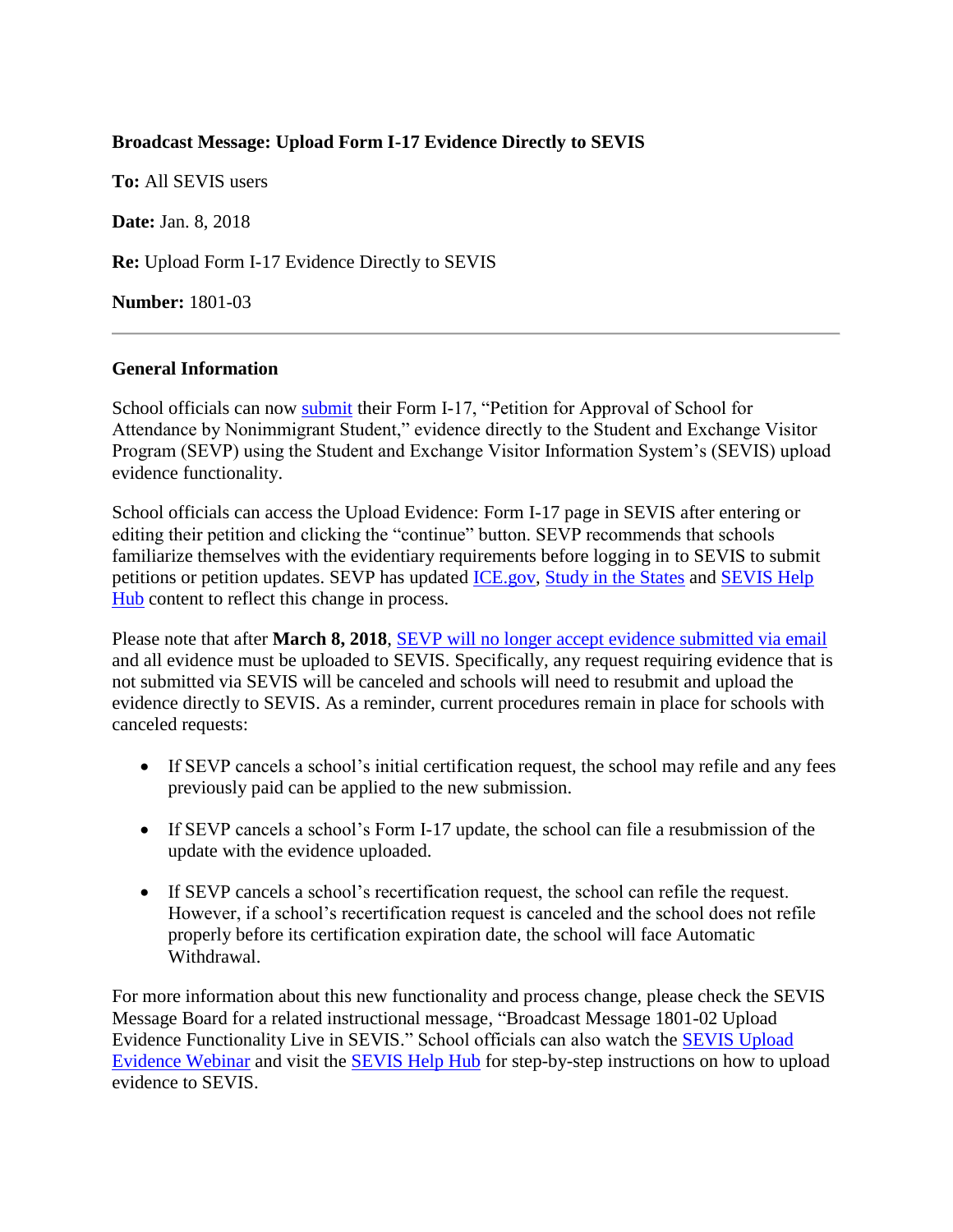**Broadcast Message: Upload Form I-17 Evidence Directly to SEVIS**

**To:** All SEVIS users

**Date:** Jan. 8, 2018

**Re:** Upload Form I-17 Evidence Directly to SEVIS

**Number:** 1801-03

---

**General Information**

School officials can now submit their Form I-17, "Petition for Approval of School for Attendance by Nonimmigrant Student," evidence directly to the Student and Exchange Visitor Program (SEVP) using the Student and Exchange Visitor Information System's (SEVIS) upload evidence functionality.

School officials can access the Upload Evidence: Form I-17 page in SEVIS after entering or editing their petition and clicking the "continue" button. SEVP recommends that schools familiarize themselves with the evidentiary requirements before logging in to SEVIS to submit petitions or petition updates. SEVP has updated ICE.gov, Study in the States and SEVIS Help Hub content to reflect this change in process.

Please note that after **March 8, 2018**, SEVP will no longer accept evidence submitted via email and all evidence must be uploaded to SEVIS. Specifically, any request requiring evidence that is not submitted via SEVIS will be canceled and schools will need to resubmit and upload the evidence directly to SEVIS. As a reminder, current procedures remain in place for schools with canceled requests:

- If SEVP cancels a school's initial certification request, the school may refile and any fees previously paid can be applied to the new submission.
- If SEVP cancels a school's Form I-17 update, the school can file a resubmission of the update with the evidence uploaded.
- If SEVP cancels a school's recertification request, the school can refile the request. However, if a school's recertification request is canceled and the school does not refile properly before its certification expiration date, the school will face Automatic Withdrawal.

For more information about this new functionality and process change, please check the SEVIS Message Board for a related instructional message, "Broadcast Message 1801-02 Upload Evidence Functionality Live in SEVIS." School officials can also watch the SEVIS Upload Evidence Webinar and visit the SEVIS Help Hub for step-by-step instructions on how to upload evidence to SEVIS.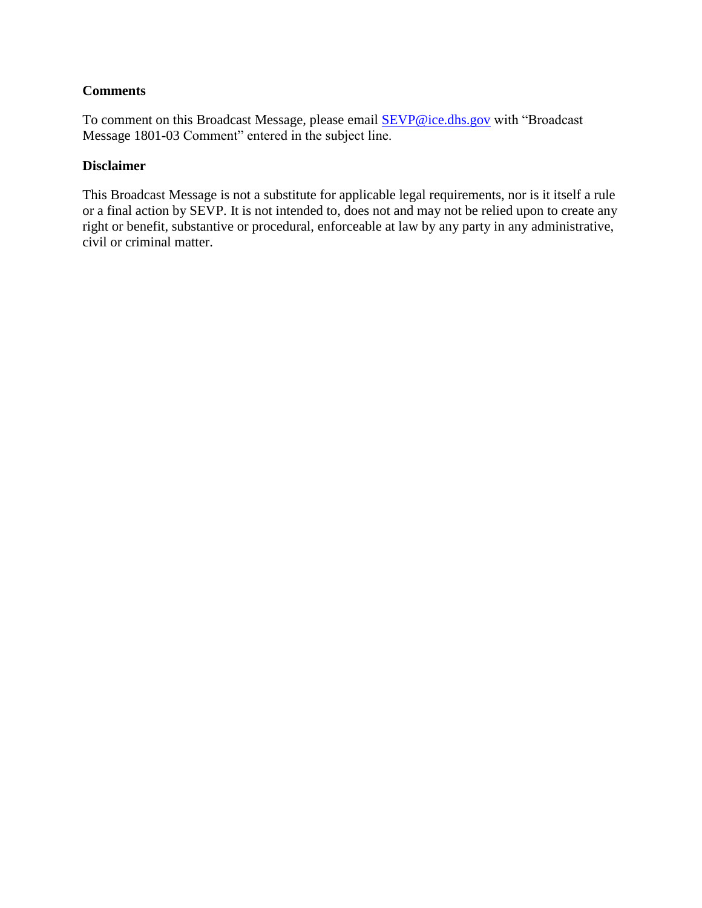**Comments**

To comment on this Broadcast Message, please email [SEVP@ice.dhs.gov](mailto:SEVP@ice.dhs.gov) with "Broadcast Message 1801-03 Comment" entered in the subject line.

**Disclaimer**

This Broadcast Message is not a substitute for applicable legal requirements, nor is it itself a rule or a final action by SEVP. It is not intended to, does not and may not be relied upon to create any right or benefit, substantive or procedural, enforceable at law by any party in any administrative, civil or criminal matter.